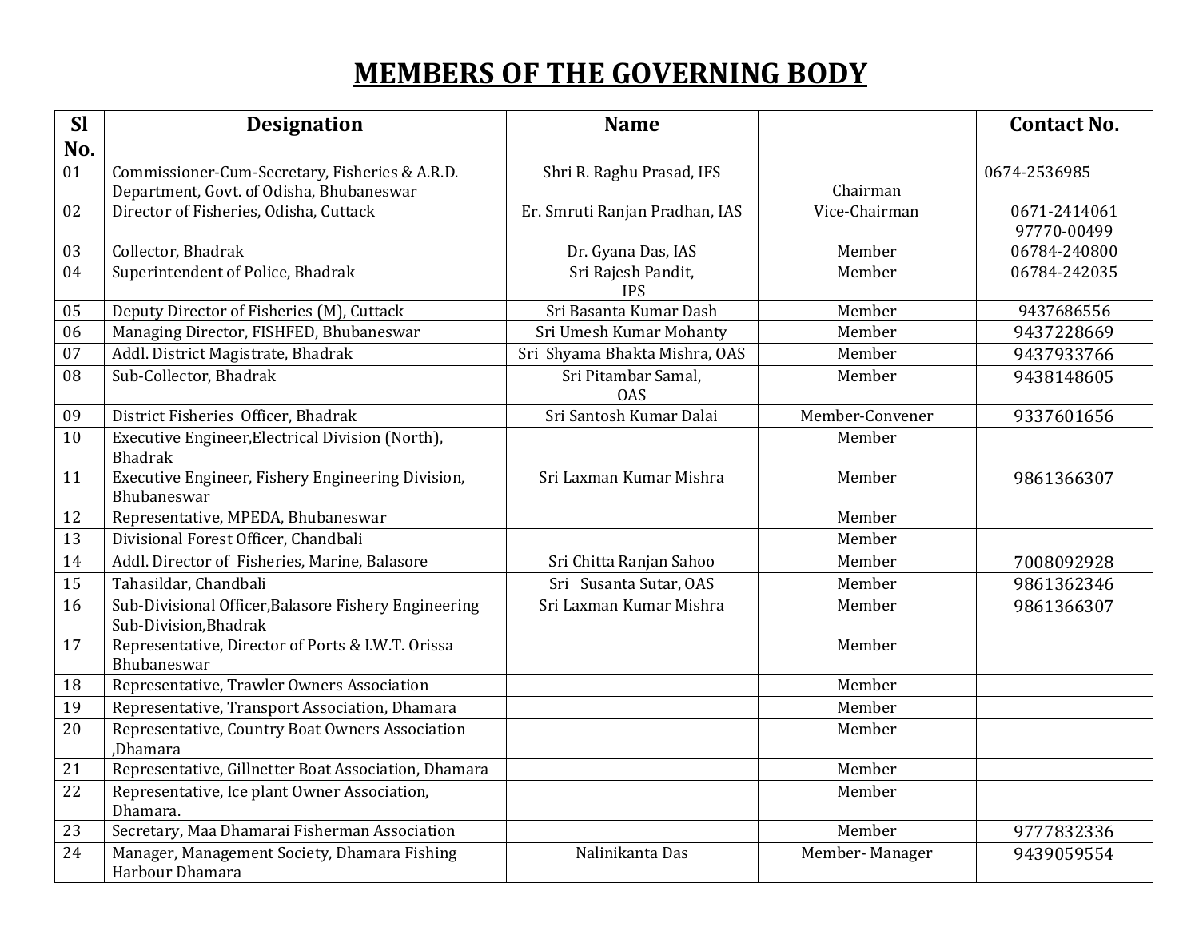# MEMBERS OF THE GOVERNING BODY

| Sl No. | Designation | Name | | Contact No. |
|---|---|---|---|---|
| 01 | Commissioner-Cum-Secretary, Fisheries & A.R.D. Department, Govt. of Odisha, Bhubaneswar | Shri R. Raghu Prasad, IFS | Chairman | 0674-2536985 |
| 02 | Director of Fisheries, Odisha, Cuttack | Er. Smruti Ranjan Pradhan, IAS | Vice-Chairman | 0671-2414061<br>97770-00499 |
| 03 | Collector, Bhadrak | Dr. Gyana Das, IAS | Member | 06784-240800 |
| 04 | Superintendent of Police, Bhadrak | Sri Rajesh Pandit, IPS | Member | 06784-242035 |
| 05 | Deputy Director of Fisheries (M), Cuttack | Sri Basanta Kumar Dash | Member | 9437686556 |
| 06 | Managing Director, FISHFED, Bhubaneswar | Sri Umesh Kumar Mohanty | Member | 9437228669 |
| 07 | Addl. District Magistrate, Bhadrak | Sri Shyama Bhakta Mishra, OAS | Member | 9437933766 |
| 08 | Sub-Collector, Bhadrak | Sri Pitambar Samal, OAS | Member | 9438148605 |
| 09 | District Fisheries Officer, Bhadrak | Sri Santosh Kumar Dalai | Member-Convener | 9337601656 |
| 10 | Executive Engineer,Electrical Division (North), Bhadrak | | Member | |
| 11 | Executive Engineer, Fishery Engineering Division, Bhubaneswar | Sri Laxman Kumar Mishra | Member | 9861366307 |
| 12 | Representative, MPEDA, Bhubaneswar | | Member | |
| 13 | Divisional Forest Officer, Chandbali | | Member | |
| 14 | Addl. Director of Fisheries, Marine, Balasore | Sri Chitta Ranjan Sahoo | Member | 7008092928 |
| 15 | Tahasildar, Chandbali | Sri Susanta Sutar, OAS | Member | 9861362346 |
| 16 | Sub-Divisional Officer,Balasore Fishery Engineering Sub-Division,Bhadrak | Sri Laxman Kumar Mishra | Member | 9861366307 |
| 17 | Representative, Director of Ports & I.W.T. Orissa Bhubaneswar | | Member | |
| 18 | Representative, Trawler Owners Association | | Member | |
| 19 | Representative, Transport Association, Dhamara | | Member | |
| 20 | Representative, Country Boat Owners Association ,Dhamara | | Member | |
| 21 | Representative, Gillnetter Boat Association, Dhamara | | Member | |
| 22 | Representative, Ice plant Owner Association, Dhamara. | | Member | |
| 23 | Secretary, Maa Dhamarai Fisherman Association | | Member | 9777832336 |
| 24 | Manager, Management Society, Dhamara Fishing Harbour Dhamara | Nalinikanta Das | Member- Manager | 9439059554 |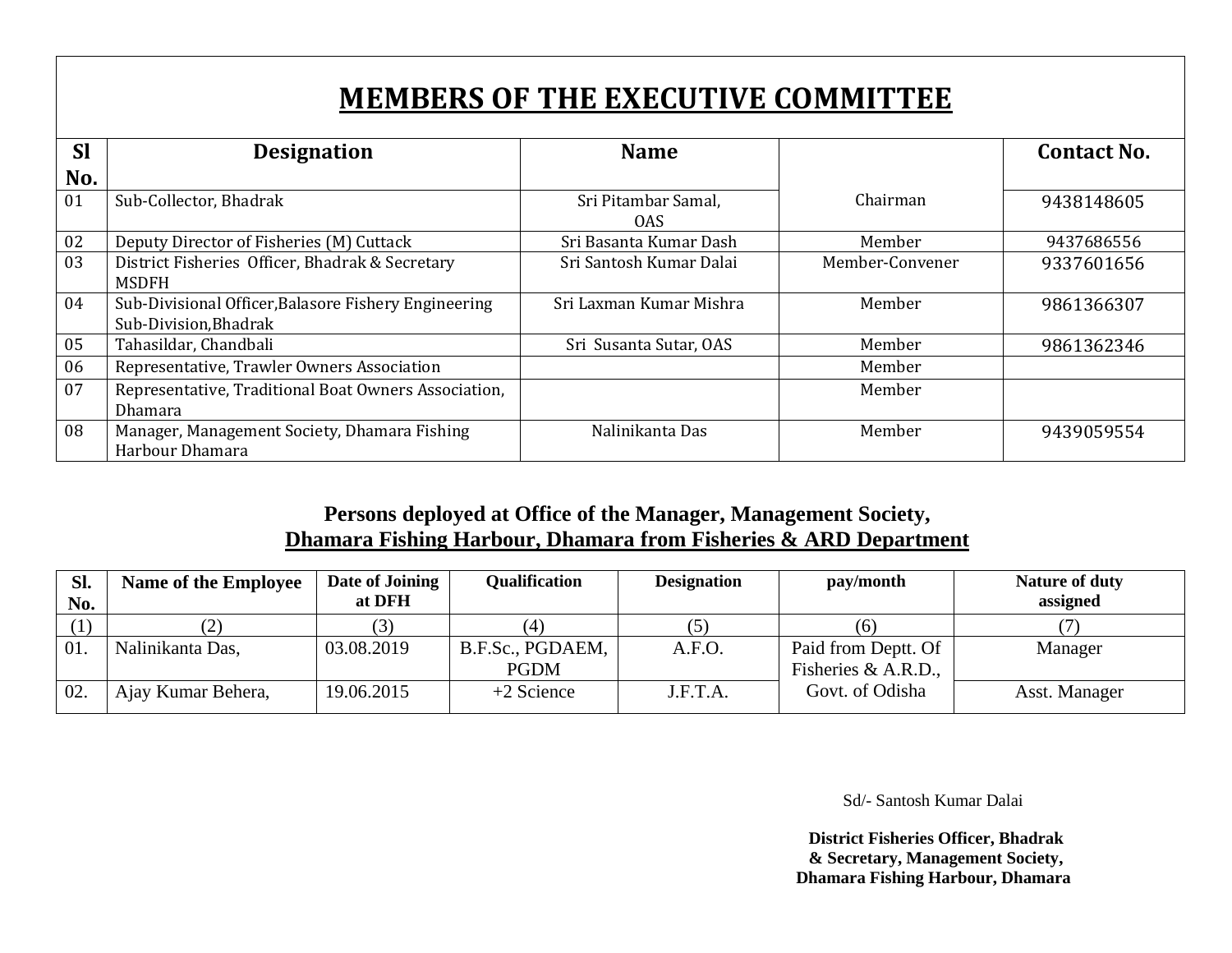# MEMBERS OF THE EXECUTIVE COMMITTEE

| Sl No. | Designation | Name | | Contact No. |
|---|---|---|---|---|
| 01 | Sub-Collector, Bhadrak | Sri Pitambar Samal, OAS | Chairman | 9438148605 |
| 02 | Deputy Director of Fisheries (M) Cuttack | Sri Basanta Kumar Dash | Member | 9437686556 |
| 03 | District Fisheries Officer, Bhadrak & Secretary MSDFH | Sri Santosh Kumar Dalai | Member-Convener | 9337601656 |
| 04 | Sub-Divisional Officer,Balasore Fishery Engineering Sub-Division,Bhadrak | Sri Laxman Kumar Mishra | Member | 9861366307 |
| 05 | Tahasildar, Chandbali | Sri Susanta Sutar, OAS | Member | 9861362346 |
| 06 | Representative, Trawler Owners Association | | Member | |
| 07 | Representative, Traditional Boat Owners Association, Dhamara | | Member | |
| 08 | Manager, Management Society, Dhamara Fishing Harbour Dhamara | Nalinikanta Das | Member | 9439059554 |

**Persons deployed at Office of the Manager, Management Society,**
**Dhamara Fishing Harbour, Dhamara from Fisheries & ARD Department**

| Sl. No. | Name of the Employee | Date of Joining at DFH | Qualification | Designation | pay/month | Nature of duty assigned |
|---|---|---|---|---|---|---|
| (1) | (2) | (3) | (4) | (5) | (6) | (7) |
| 01. | Nalinikanta Das, | 03.08.2019 | B.F.Sc., PGDAEM, PGDM | A.F.O. | Paid from Deptt. Of Fisheries & A.R.D., Govt. of Odisha | Manager |
| 02. | Ajay Kumar Behera, | 19.06.2015 | +2 Science | J.F.T.A. | | Asst. Manager |

Sd/- Santosh Kumar Dalai

**District Fisheries Officer, Bhadrak**
**& Secretary, Management Society,**
**Dhamara Fishing Harbour, Dhamara**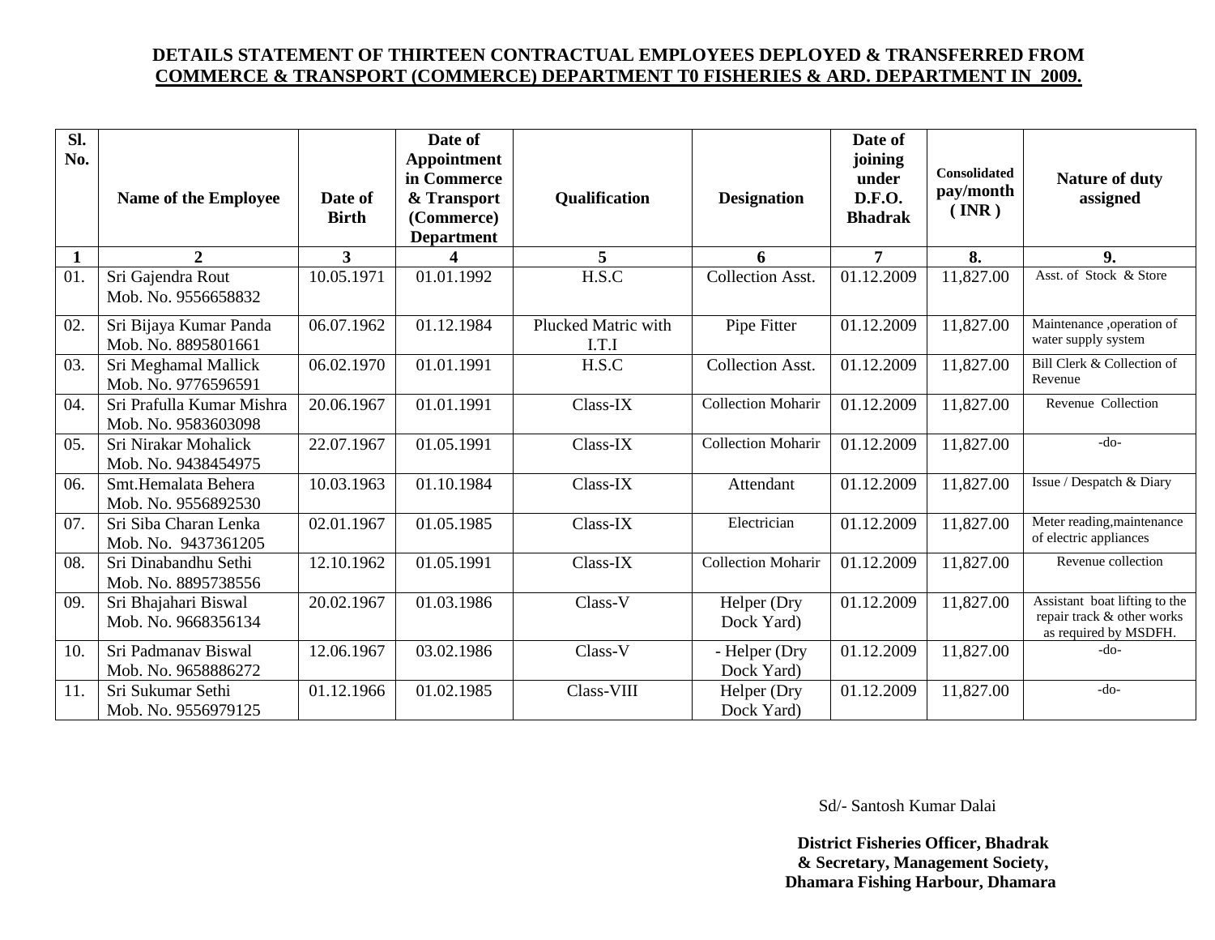**DETAILS STATEMENT OF THIRTEEN CONTRACTUAL EMPLOYEES DEPLOYED & TRANSFERRED FROM COMMERCE & TRANSPORT (COMMERCE) DEPARTMENT T0 FISHERIES & ARD. DEPARTMENT IN 2009.**

| Sl. No. | Name of the Employee | Date of Birth | Date of Appointment in Commerce & Transport (Commerce) Department | Qualification | Designation | Date of joining under D.F.O. Bhadrak | Consolidated pay/month ( INR ) | Nature of duty assigned |
|---|---|---|---|---|---|---|---|---|
| 1 | 2 | 3 | 4 | 5 | 6 | 7 | 8. | 9. |
| 01. | Sri Gajendra Rout Mob. No. 9556658832 | 10.05.1971 | 01.01.1992 | H.S.C | Collection Asst. | 01.12.2009 | 11,827.00 | Asst. of Stock & Store |
| 02. | Sri Bijaya Kumar Panda Mob. No. 8895801661 | 06.07.1962 | 01.12.1984 | Plucked Matric with I.T.I | Pipe Fitter | 01.12.2009 | 11,827.00 | Maintenance ,operation of water supply system |
| 03. | Sri Meghamal Mallick Mob. No. 9776596591 | 06.02.1970 | 01.01.1991 | H.S.C | Collection Asst. | 01.12.2009 | 11,827.00 | Bill Clerk & Collection of Revenue |
| 04. | Sri Prafulla Kumar Mishra Mob. No. 9583603098 | 20.06.1967 | 01.01.1991 | Class-IX | Collection Moharir | 01.12.2009 | 11,827.00 | Revenue Collection |
| 05. | Sri Nirakar Mohalick Mob. No. 9438454975 | 22.07.1967 | 01.05.1991 | Class-IX | Collection Moharir | 01.12.2009 | 11,827.00 | -do- |
| 06. | Smt.Hemalata Behera Mob. No. 9556892530 | 10.03.1963 | 01.10.1984 | Class-IX | Attendant | 01.12.2009 | 11,827.00 | Issue / Despatch & Diary |
| 07. | Sri Siba Charan Lenka Mob. No. 9437361205 | 02.01.1967 | 01.05.1985 | Class-IX | Electrician | 01.12.2009 | 11,827.00 | Meter reading,maintenance of electric appliances |
| 08. | Sri Dinabandhu Sethi Mob. No. 8895738556 | 12.10.1962 | 01.05.1991 | Class-IX | Collection Moharir | 01.12.2009 | 11,827.00 | Revenue collection |
| 09. | Sri Bhajahari Biswal Mob. No. 9668356134 | 20.02.1967 | 01.03.1986 | Class-V | Helper (Dry Dock Yard) | 01.12.2009 | 11,827.00 | Assistant boat lifting to the repair track & other works as required by MSDFH. |
| 10. | Sri Padmanav Biswal Mob. No. 9658886272 | 12.06.1967 | 03.02.1986 | Class-V | - Helper (Dry Dock Yard) | 01.12.2009 | 11,827.00 | -do- |
| 11. | Sri Sukumar Sethi Mob. No. 9556979125 | 01.12.1966 | 01.02.1985 | Class-VIII | Helper (Dry Dock Yard) | 01.12.2009 | 11,827.00 | -do- |

Sd/- Santosh Kumar Dalai

**District Fisheries Officer, Bhadrak**
**& Secretary, Management Society,**
**Dhamara Fishing Harbour, Dhamara**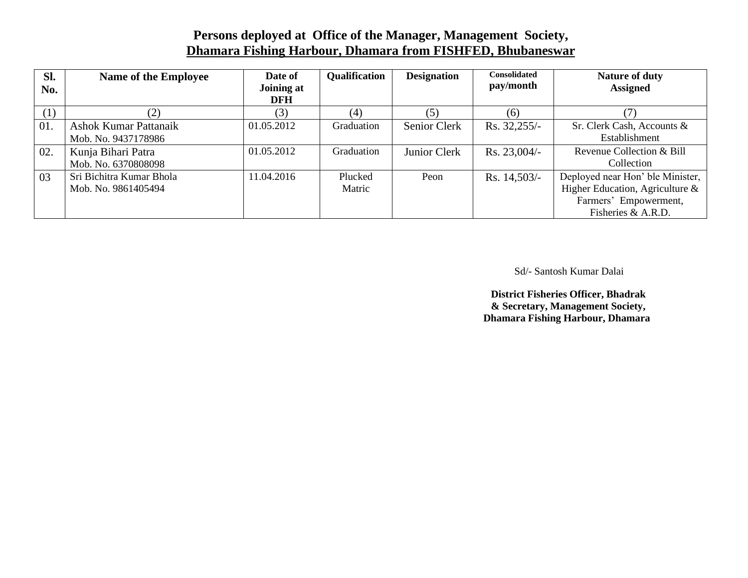**Persons deployed at Office of the Manager, Management Society,**
**Dhamara Fishing Harbour, Dhamara from FISHFED, Bhubaneswar**

| Sl. No. | Name of the Employee | Date of Joining at DFH | Qualification | Designation | Consolidated pay/month | Nature of duty Assigned |
|---|---|---|---|---|---|---|
| (1) | (2) | (3) | (4) | (5) | (6) | (7) |
| 01. | Ashok Kumar Pattanaik<br>Mob. No. 9437178986 | 01.05.2012 | Graduation | Senior Clerk | Rs. 32,255/- | Sr. Clerk Cash, Accounts & Establishment |
| 02. | Kunja Bihari Patra<br>Mob. No. 6370808098 | 01.05.2012 | Graduation | Junior Clerk | Rs. 23,004/- | Revenue Collection & Bill Collection |
| 03 | Sri Bichitra Kumar Bhola<br>Mob. No. 9861405494 | 11.04.2016 | Plucked Matric | Peon | Rs. 14,503/- | Deployed near Hon' ble Minister, Higher Education, Agriculture & Farmers' Empowerment, Fisheries & A.R.D. |

Sd/- Santosh Kumar Dalai

**District Fisheries Officer, Bhadrak**
**& Secretary, Management Society,**
**Dhamara Fishing Harbour, Dhamara**